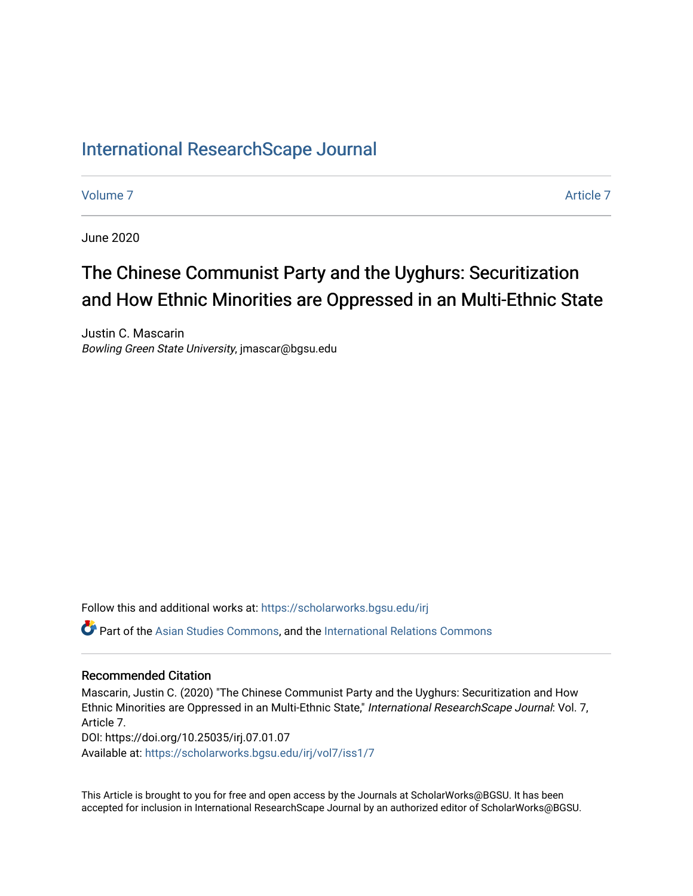# International ResearchScape Journal

Volume 7 | Article 7

June 2020

## The Chinese Communist Party and the Uyghurs: Securitization and How Ethnic Minorities are Oppressed in an Multi-Ethnic State

Justin C. Mascarin
*Bowling Green State University*, jmascar@bgsu.edu

Follow this and additional works at: https://scholarworks.bgsu.edu/irj

Part of the Asian Studies Commons, and the International Relations Commons

### Recommended Citation

Mascarin, Justin C. (2020) "The Chinese Communist Party and the Uyghurs: Securitization and How Ethnic Minorities are Oppressed in an Multi-Ethnic State," *International ResearchScape Journal*: Vol. 7, Article 7.
DOI: https://doi.org/10.25035/irj.07.01.07
Available at: https://scholarworks.bgsu.edu/irj/vol7/iss1/7

This Article is brought to you for free and open access by the Journals at ScholarWorks@BGSU. It has been accepted for inclusion in International ResearchScape Journal by an authorized editor of ScholarWorks@BGSU.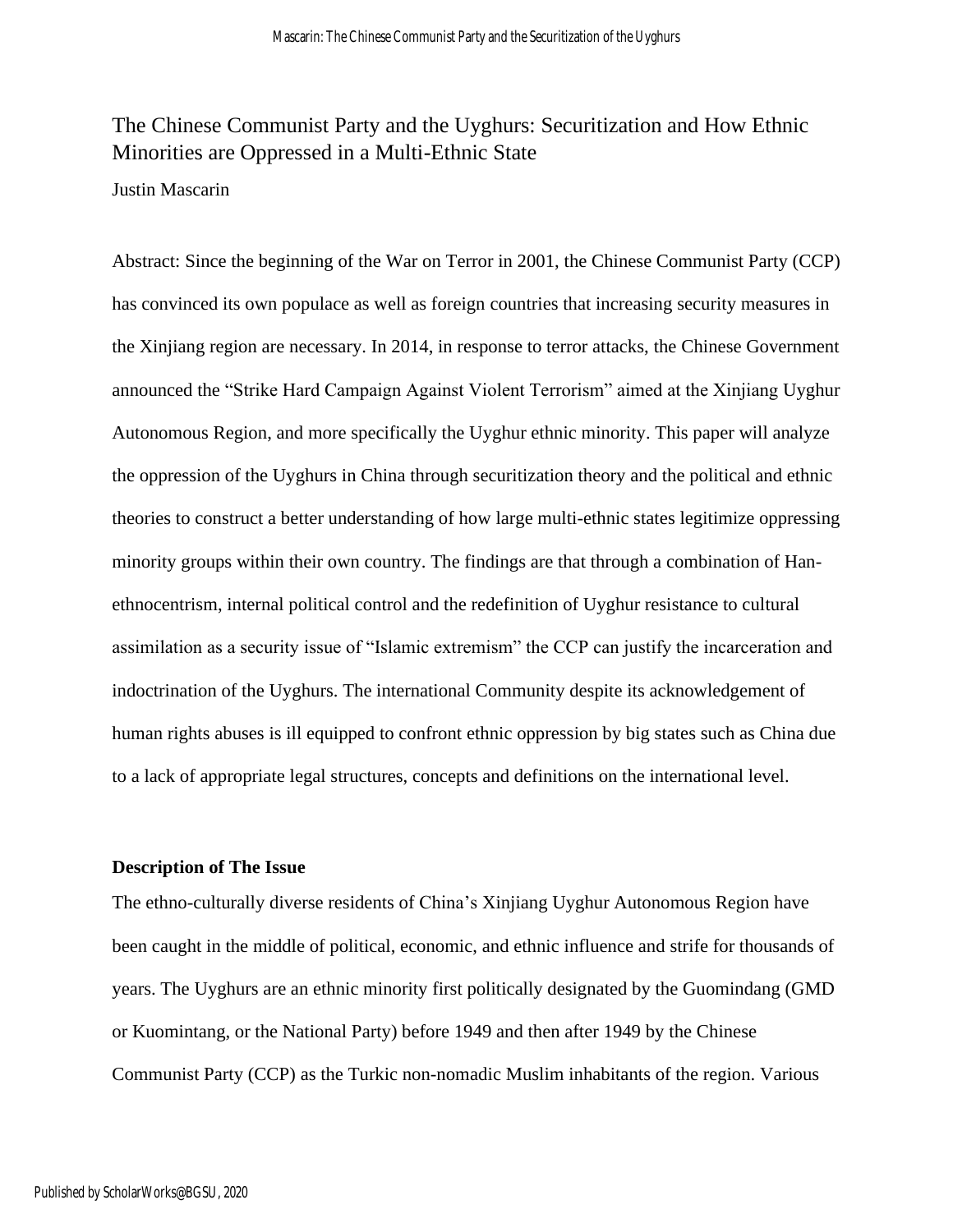# The Chinese Communist Party and the Uyghurs: Securitization and How Ethnic Minorities are Oppressed in a Multi-Ethnic State

Justin Mascarin

Abstract: Since the beginning of the War on Terror in 2001, the Chinese Communist Party (CCP) has convinced its own populace as well as foreign countries that increasing security measures in the Xinjiang region are necessary. In 2014, in response to terror attacks, the Chinese Government announced the "Strike Hard Campaign Against Violent Terrorism" aimed at the Xinjiang Uyghur Autonomous Region, and more specifically the Uyghur ethnic minority. This paper will analyze the oppression of the Uyghurs in China through securitization theory and the political and ethnic theories to construct a better understanding of how large multi-ethnic states legitimize oppressing minority groups within their own country. The findings are that through a combination of Han-ethnocentrism, internal political control and the redefinition of Uyghur resistance to cultural assimilation as a security issue of "Islamic extremism" the CCP can justify the incarceration and indoctrination of the Uyghurs. The international Community despite its acknowledgement of human rights abuses is ill equipped to confront ethnic oppression by big states such as China due to a lack of appropriate legal structures, concepts and definitions on the international level.

**Description of The Issue**

The ethno-culturally diverse residents of China's Xinjiang Uyghur Autonomous Region have been caught in the middle of political, economic, and ethnic influence and strife for thousands of years. The Uyghurs are an ethnic minority first politically designated by the Guomindang (GMD or Kuomintang, or the National Party) before 1949 and then after 1949 by the Chinese Communist Party (CCP) as the Turkic non-nomadic Muslim inhabitants of the region. Various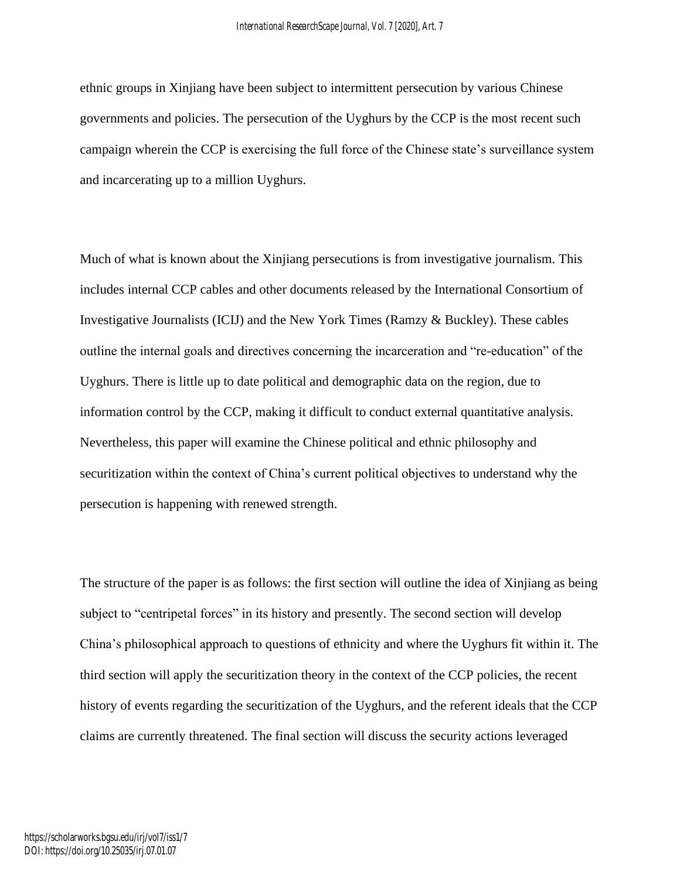ethnic groups in Xinjiang have been subject to intermittent persecution by various Chinese governments and policies. The persecution of the Uyghurs by the CCP is the most recent such campaign wherein the CCP is exercising the full force of the Chinese state's surveillance system and incarcerating up to a million Uyghurs.

Much of what is known about the Xinjiang persecutions is from investigative journalism. This includes internal CCP cables and other documents released by the International Consortium of Investigative Journalists (ICIJ) and the New York Times (Ramzy & Buckley). These cables outline the internal goals and directives concerning the incarceration and "re-education" of the Uyghurs. There is little up to date political and demographic data on the region, due to information control by the CCP, making it difficult to conduct external quantitative analysis. Nevertheless, this paper will examine the Chinese political and ethnic philosophy and securitization within the context of China's current political objectives to understand why the persecution is happening with renewed strength.

The structure of the paper is as follows: the first section will outline the idea of Xinjiang as being subject to "centripetal forces" in its history and presently. The second section will develop China's philosophical approach to questions of ethnicity and where the Uyghurs fit within it. The third section will apply the securitization theory in the context of the CCP policies, the recent history of events regarding the securitization of the Uyghurs, and the referent ideals that the CCP claims are currently threatened. The final section will discuss the security actions leveraged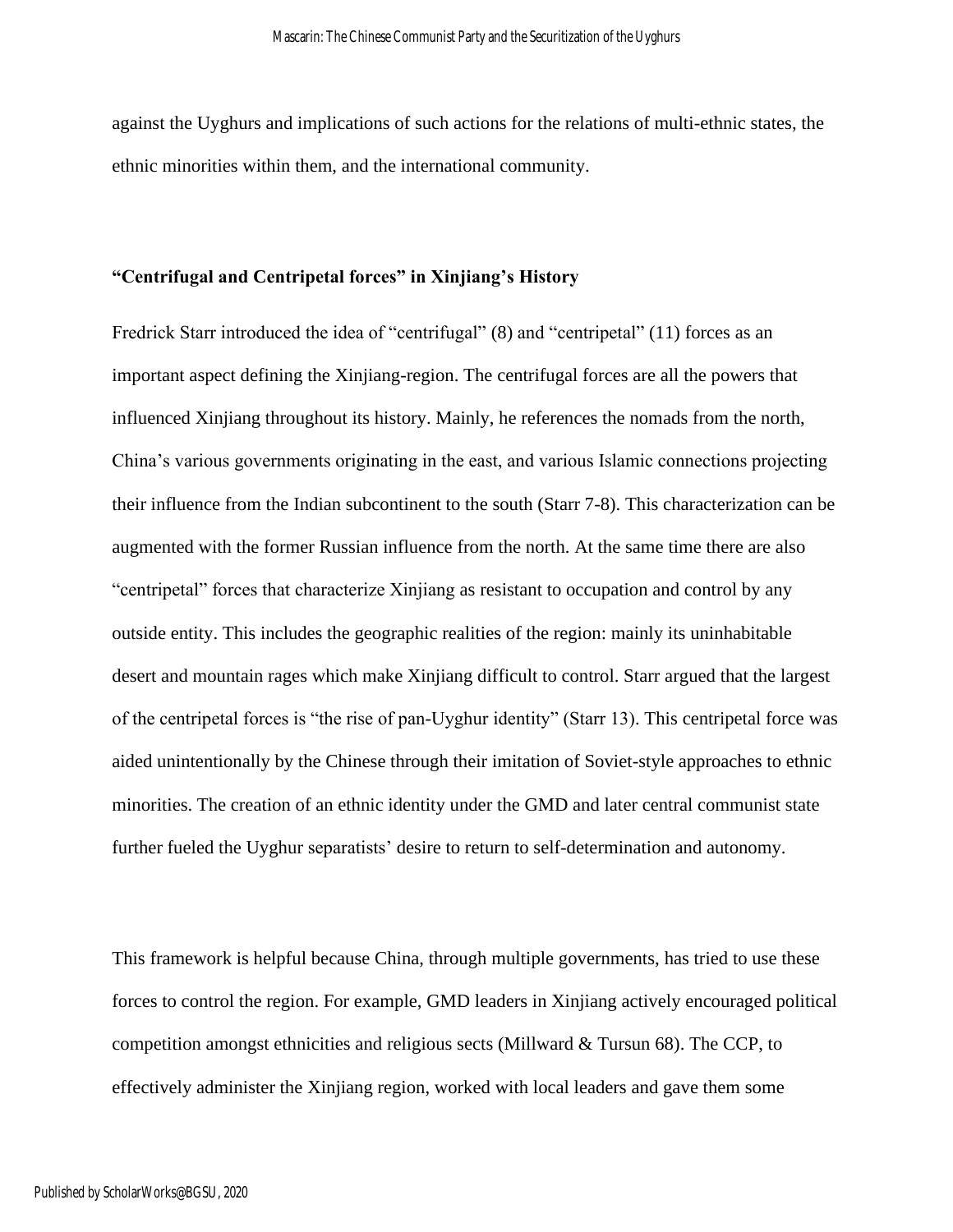against the Uyghurs and implications of such actions for the relations of multi-ethnic states, the ethnic minorities within them, and the international community.

## "Centrifugal and Centripetal forces" in Xinjiang's History

Fredrick Starr introduced the idea of "centrifugal" (8) and "centripetal" (11) forces as an important aspect defining the Xinjiang-region. The centrifugal forces are all the powers that influenced Xinjiang throughout its history. Mainly, he references the nomads from the north, China's various governments originating in the east, and various Islamic connections projecting their influence from the Indian subcontinent to the south (Starr 7-8). This characterization can be augmented with the former Russian influence from the north. At the same time there are also "centripetal" forces that characterize Xinjiang as resistant to occupation and control by any outside entity. This includes the geographic realities of the region: mainly its uninhabitable desert and mountain rages which make Xinjiang difficult to control. Starr argued that the largest of the centripetal forces is "the rise of pan-Uyghur identity" (Starr 13). This centripetal force was aided unintentionally by the Chinese through their imitation of Soviet-style approaches to ethnic minorities. The creation of an ethnic identity under the GMD and later central communist state further fueled the Uyghur separatists' desire to return to self-determination and autonomy.

This framework is helpful because China, through multiple governments, has tried to use these forces to control the region. For example, GMD leaders in Xinjiang actively encouraged political competition amongst ethnicities and religious sects (Millward & Tursun 68). The CCP, to effectively administer the Xinjiang region, worked with local leaders and gave them some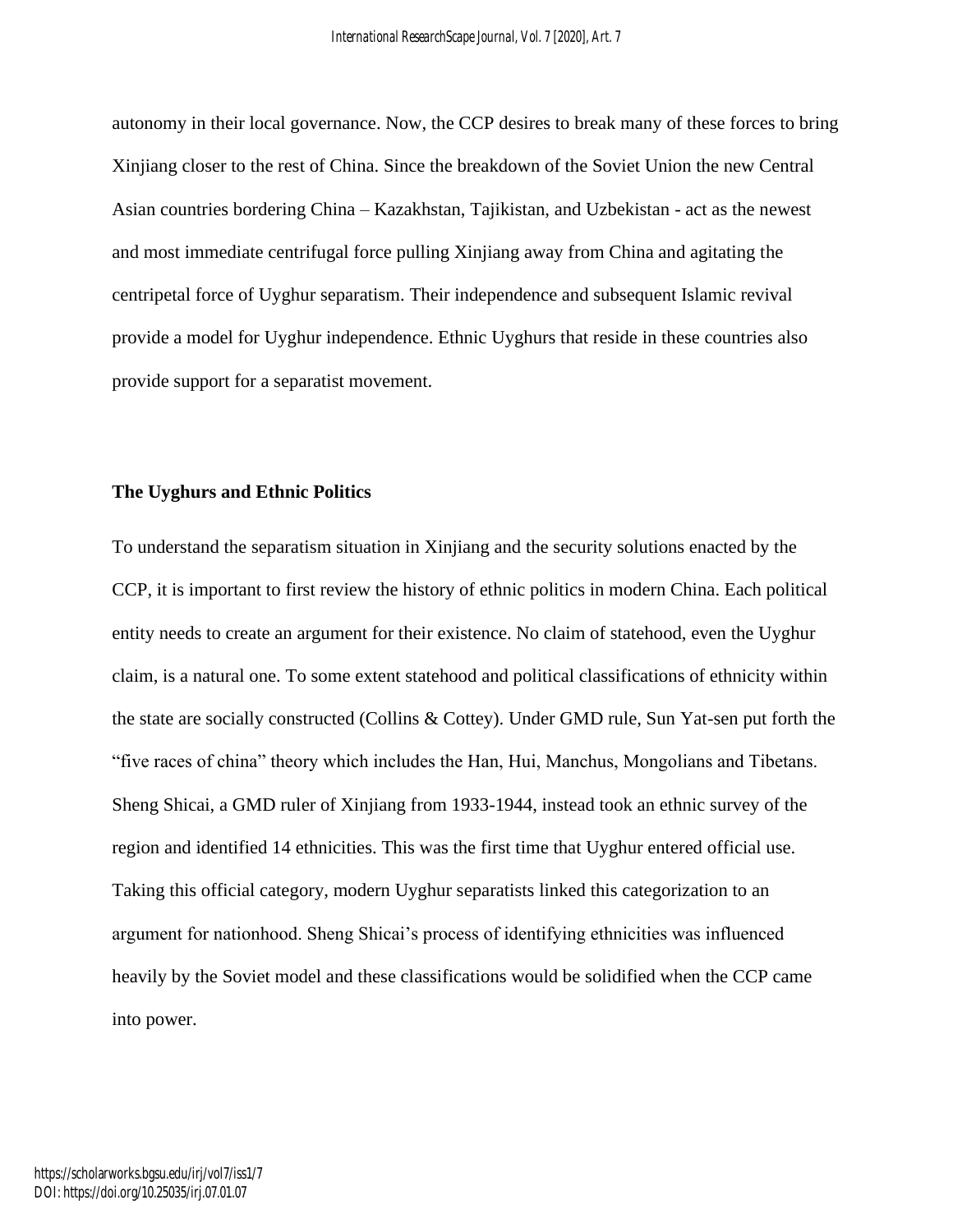autonomy in their local governance. Now, the CCP desires to break many of these forces to bring Xinjiang closer to the rest of China. Since the breakdown of the Soviet Union the new Central Asian countries bordering China – Kazakhstan, Tajikistan, and Uzbekistan - act as the newest and most immediate centrifugal force pulling Xinjiang away from China and agitating the centripetal force of Uyghur separatism. Their independence and subsequent Islamic revival provide a model for Uyghur independence. Ethnic Uyghurs that reside in these countries also provide support for a separatist movement.

**The Uyghurs and Ethnic Politics**

To understand the separatism situation in Xinjiang and the security solutions enacted by the CCP, it is important to first review the history of ethnic politics in modern China. Each political entity needs to create an argument for their existence. No claim of statehood, even the Uyghur claim, is a natural one. To some extent statehood and political classifications of ethnicity within the state are socially constructed (Collins & Cottey). Under GMD rule, Sun Yat-sen put forth the "five races of china" theory which includes the Han, Hui, Manchus, Mongolians and Tibetans. Sheng Shicai, a GMD ruler of Xinjiang from 1933-1944, instead took an ethnic survey of the region and identified 14 ethnicities. This was the first time that Uyghur entered official use. Taking this official category, modern Uyghur separatists linked this categorization to an argument for nationhood. Sheng Shicai's process of identifying ethnicities was influenced heavily by the Soviet model and these classifications would be solidified when the CCP came into power.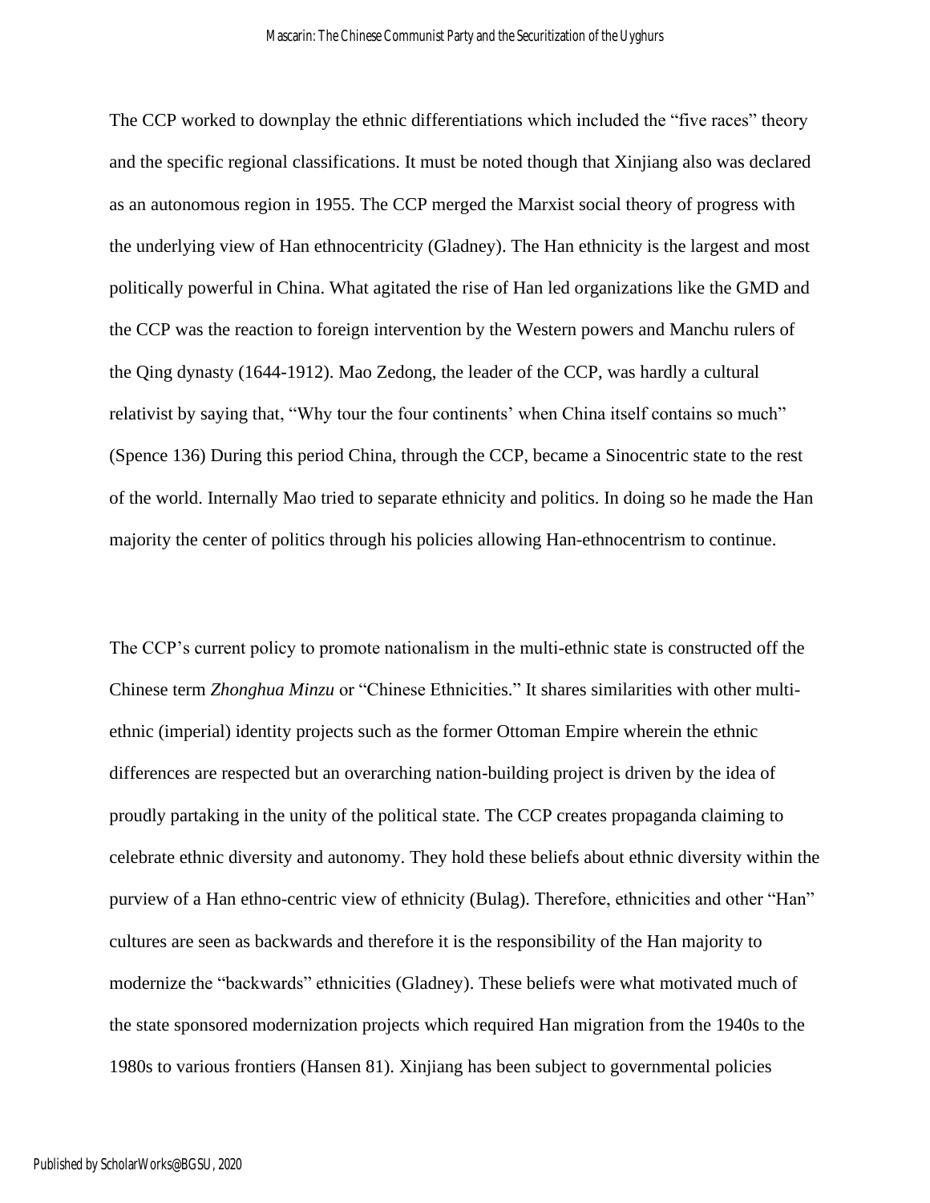The CCP worked to downplay the ethnic differentiations which included the "five races" theory and the specific regional classifications. It must be noted though that Xinjiang also was declared as an autonomous region in 1955. The CCP merged the Marxist social theory of progress with the underlying view of Han ethnocentricity (Gladney). The Han ethnicity is the largest and most politically powerful in China. What agitated the rise of Han led organizations like the GMD and the CCP was the reaction to foreign intervention by the Western powers and Manchu rulers of the Qing dynasty (1644-1912). Mao Zedong, the leader of the CCP, was hardly a cultural relativist by saying that, "Why tour the four continents' when China itself contains so much" (Spence 136) During this period China, through the CCP, became a Sinocentric state to the rest of the world. Internally Mao tried to separate ethnicity and politics. In doing so he made the Han majority the center of politics through his policies allowing Han-ethnocentrism to continue.

The CCP's current policy to promote nationalism in the multi-ethnic state is constructed off the Chinese term *Zhonghua Minzu* or "Chinese Ethnicities." It shares similarities with other multi-ethnic (imperial) identity projects such as the former Ottoman Empire wherein the ethnic differences are respected but an overarching nation-building project is driven by the idea of proudly partaking in the unity of the political state. The CCP creates propaganda claiming to celebrate ethnic diversity and autonomy. They hold these beliefs about ethnic diversity within the purview of a Han ethno-centric view of ethnicity (Bulag). Therefore, ethnicities and other "Han" cultures are seen as backwards and therefore it is the responsibility of the Han majority to modernize the "backwards" ethnicities (Gladney). These beliefs were what motivated much of the state sponsored modernization projects which required Han migration from the 1940s to the 1980s to various frontiers (Hansen 81). Xinjiang has been subject to governmental policies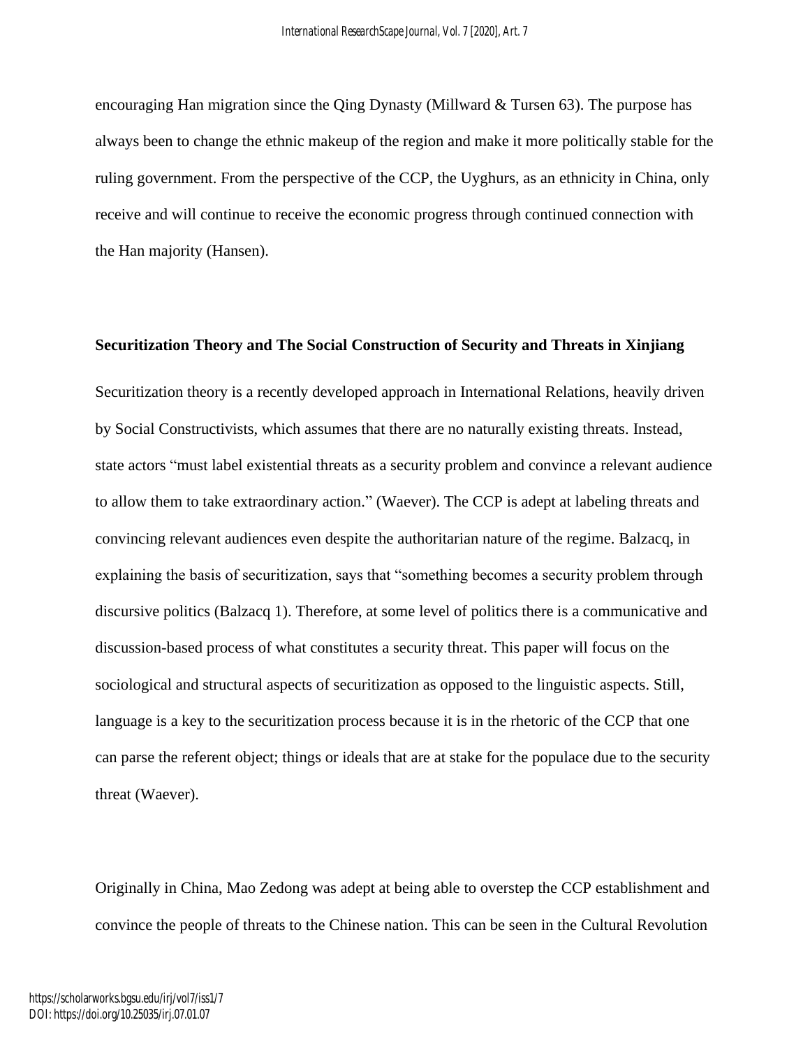encouraging Han migration since the Qing Dynasty (Millward & Tursen 63). The purpose has always been to change the ethnic makeup of the region and make it more politically stable for the ruling government. From the perspective of the CCP, the Uyghurs, as an ethnicity in China, only receive and will continue to receive the economic progress through continued connection with the Han majority (Hansen).

**Securitization Theory and The Social Construction of Security and Threats in Xinjiang**

Securitization theory is a recently developed approach in International Relations, heavily driven by Social Constructivists, which assumes that there are no naturally existing threats. Instead, state actors "must label existential threats as a security problem and convince a relevant audience to allow them to take extraordinary action." (Waever). The CCP is adept at labeling threats and convincing relevant audiences even despite the authoritarian nature of the regime. Balzacq, in explaining the basis of securitization, says that "something becomes a security problem through discursive politics (Balzacq 1). Therefore, at some level of politics there is a communicative and discussion-based process of what constitutes a security threat. This paper will focus on the sociological and structural aspects of securitization as opposed to the linguistic aspects. Still, language is a key to the securitization process because it is in the rhetoric of the CCP that one can parse the referent object; things or ideals that are at stake for the populace due to the security threat (Waever).

Originally in China, Mao Zedong was adept at being able to overstep the CCP establishment and convince the people of threats to the Chinese nation. This can be seen in the Cultural Revolution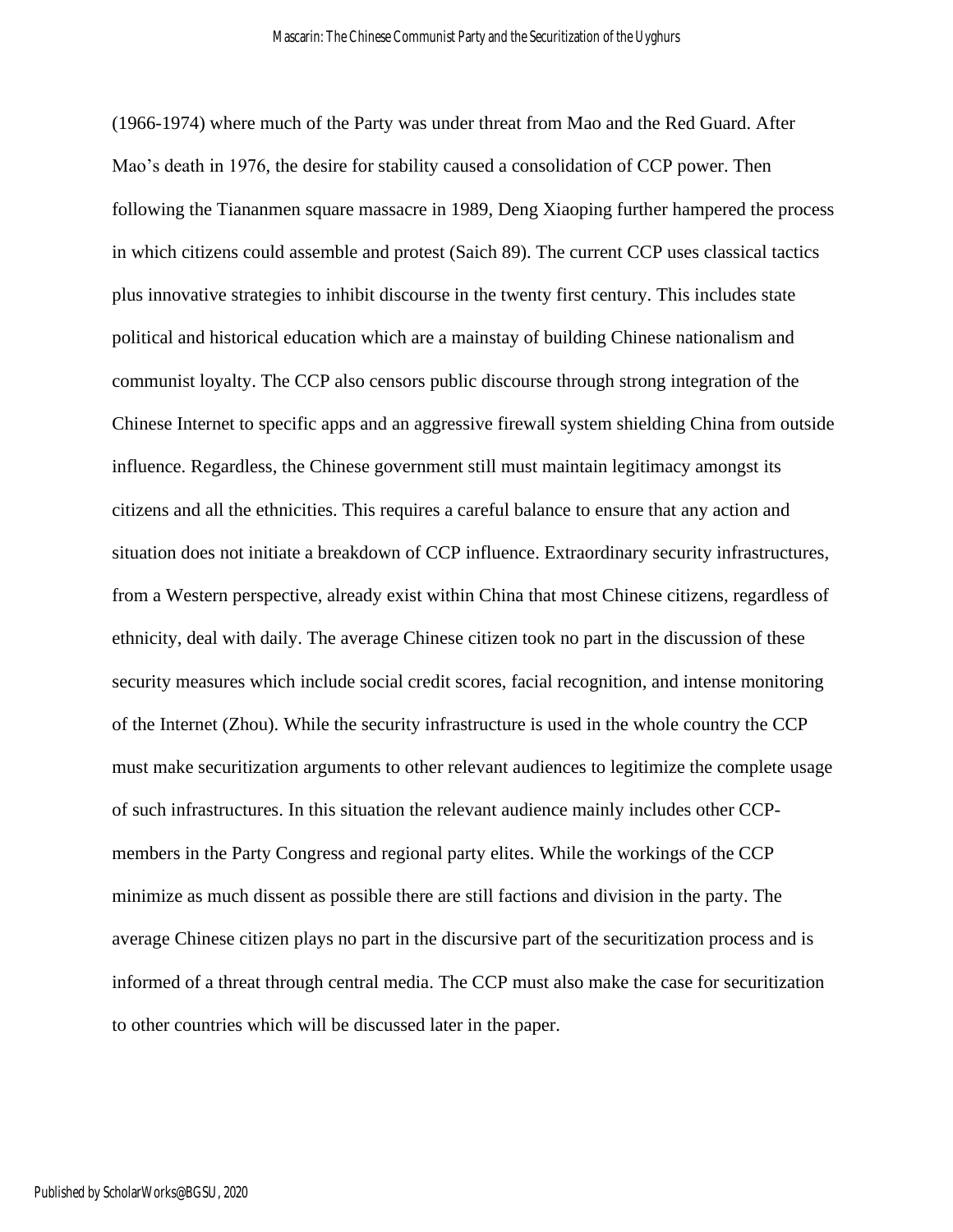(1966-1974) where much of the Party was under threat from Mao and the Red Guard. After Mao's death in 1976, the desire for stability caused a consolidation of CCP power. Then following the Tiananmen square massacre in 1989, Deng Xiaoping further hampered the process in which citizens could assemble and protest (Saich 89). The current CCP uses classical tactics plus innovative strategies to inhibit discourse in the twenty first century. This includes state political and historical education which are a mainstay of building Chinese nationalism and communist loyalty. The CCP also censors public discourse through strong integration of the Chinese Internet to specific apps and an aggressive firewall system shielding China from outside influence. Regardless, the Chinese government still must maintain legitimacy amongst its citizens and all the ethnicities. This requires a careful balance to ensure that any action and situation does not initiate a breakdown of CCP influence. Extraordinary security infrastructures, from a Western perspective, already exist within China that most Chinese citizens, regardless of ethnicity, deal with daily. The average Chinese citizen took no part in the discussion of these security measures which include social credit scores, facial recognition, and intense monitoring of the Internet (Zhou). While the security infrastructure is used in the whole country the CCP must make securitization arguments to other relevant audiences to legitimize the complete usage of such infrastructures. In this situation the relevant audience mainly includes other CCP-members in the Party Congress and regional party elites. While the workings of the CCP minimize as much dissent as possible there are still factions and division in the party. The average Chinese citizen plays no part in the discursive part of the securitization process and is informed of a threat through central media. The CCP must also make the case for securitization to other countries which will be discussed later in the paper.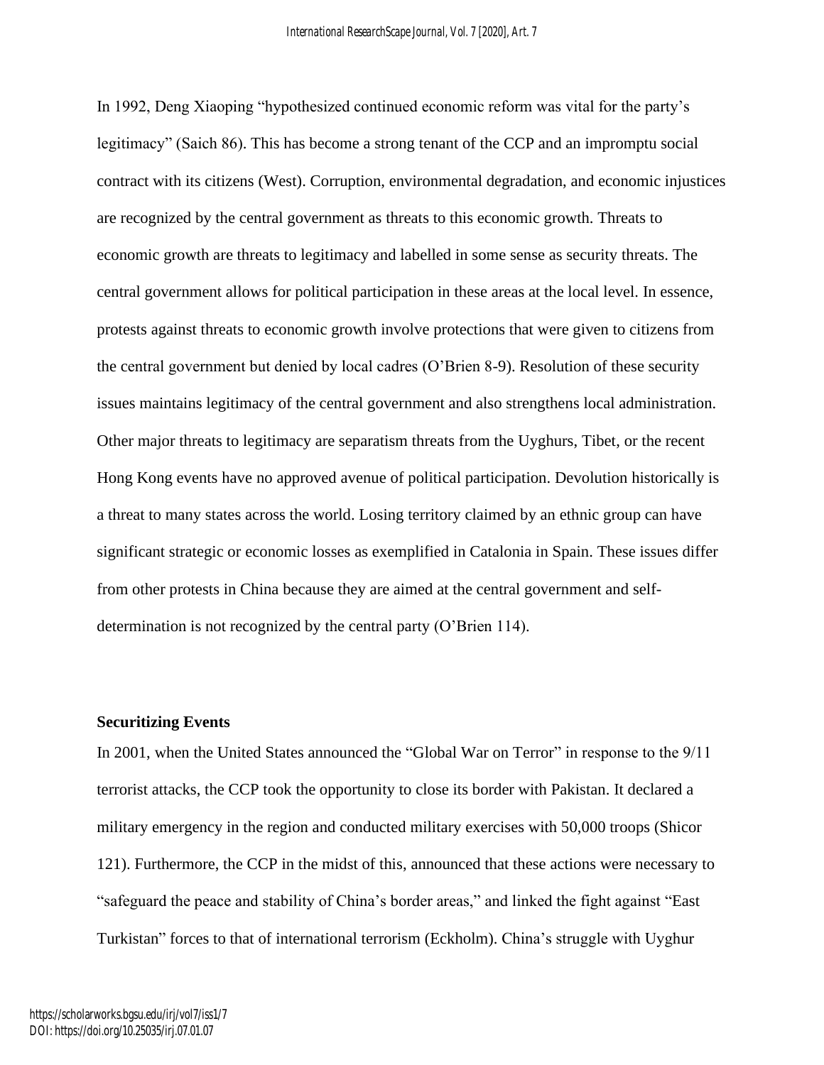In 1992, Deng Xiaoping "hypothesized continued economic reform was vital for the party's legitimacy" (Saich 86). This has become a strong tenant of the CCP and an impromptu social contract with its citizens (West). Corruption, environmental degradation, and economic injustices are recognized by the central government as threats to this economic growth. Threats to economic growth are threats to legitimacy and labelled in some sense as security threats. The central government allows for political participation in these areas at the local level. In essence, protests against threats to economic growth involve protections that were given to citizens from the central government but denied by local cadres (O'Brien 8-9). Resolution of these security issues maintains legitimacy of the central government and also strengthens local administration. Other major threats to legitimacy are separatism threats from the Uyghurs, Tibet, or the recent Hong Kong events have no approved avenue of political participation. Devolution historically is a threat to many states across the world. Losing territory claimed by an ethnic group can have significant strategic or economic losses as exemplified in Catalonia in Spain. These issues differ from other protests in China because they are aimed at the central government and self-determination is not recognized by the central party (O'Brien 114).

**Securitizing Events**

In 2001, when the United States announced the "Global War on Terror" in response to the 9/11 terrorist attacks, the CCP took the opportunity to close its border with Pakistan. It declared a military emergency in the region and conducted military exercises with 50,000 troops (Shicor 121). Furthermore, the CCP in the midst of this, announced that these actions were necessary to "safeguard the peace and stability of China's border areas," and linked the fight against "East Turkistan" forces to that of international terrorism (Eckholm). China's struggle with Uyghur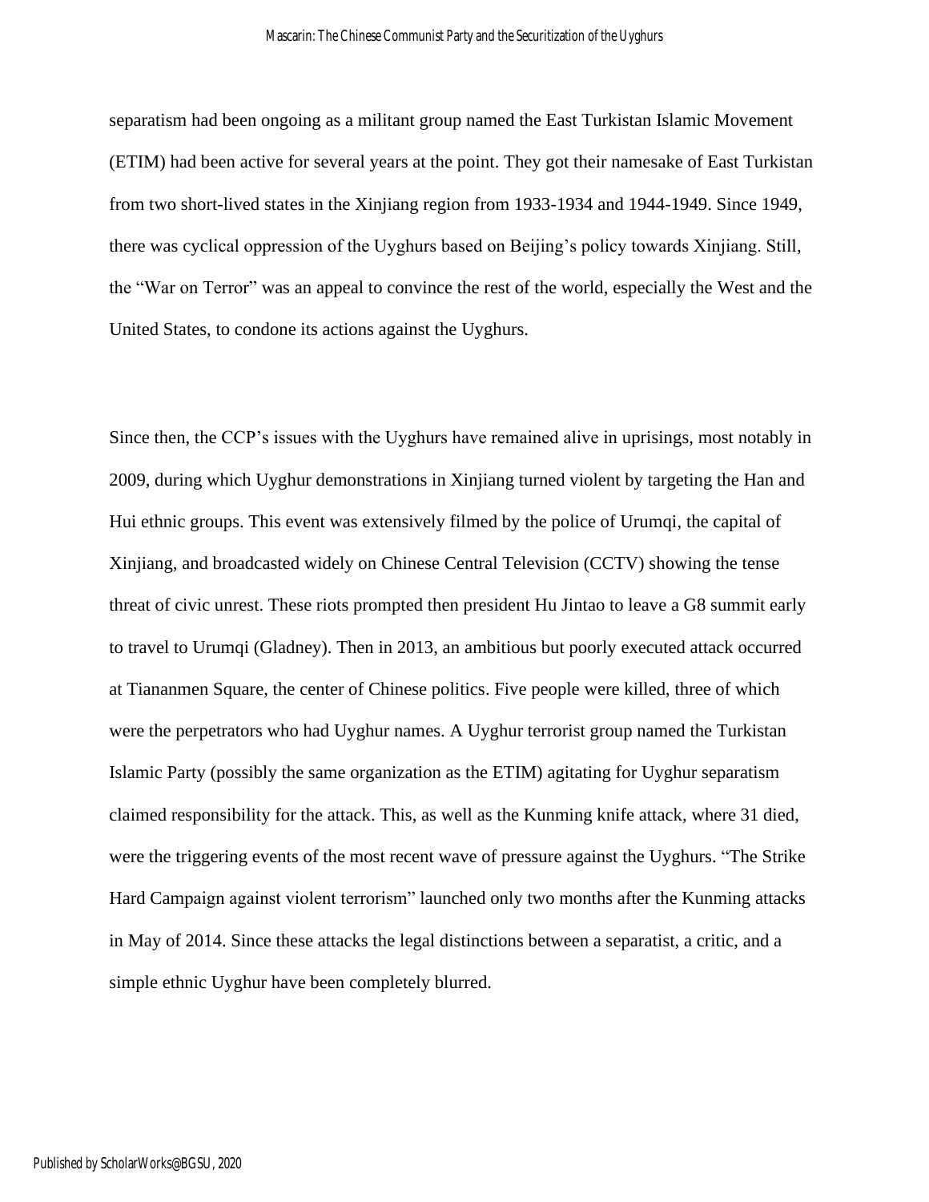separatism had been ongoing as a militant group named the East Turkistan Islamic Movement (ETIM) had been active for several years at the point. They got their namesake of East Turkistan from two short-lived states in the Xinjiang region from 1933-1934 and 1944-1949. Since 1949, there was cyclical oppression of the Uyghurs based on Beijing's policy towards Xinjiang. Still, the "War on Terror" was an appeal to convince the rest of the world, especially the West and the United States, to condone its actions against the Uyghurs.

Since then, the CCP's issues with the Uyghurs have remained alive in uprisings, most notably in 2009, during which Uyghur demonstrations in Xinjiang turned violent by targeting the Han and Hui ethnic groups. This event was extensively filmed by the police of Urumqi, the capital of Xinjiang, and broadcasted widely on Chinese Central Television (CCTV) showing the tense threat of civic unrest. These riots prompted then president Hu Jintao to leave a G8 summit early to travel to Urumqi (Gladney). Then in 2013, an ambitious but poorly executed attack occurred at Tiananmen Square, the center of Chinese politics. Five people were killed, three of which were the perpetrators who had Uyghur names. A Uyghur terrorist group named the Turkistan Islamic Party (possibly the same organization as the ETIM) agitating for Uyghur separatism claimed responsibility for the attack. This, as well as the Kunming knife attack, where 31 died, were the triggering events of the most recent wave of pressure against the Uyghurs. "The Strike Hard Campaign against violent terrorism" launched only two months after the Kunming attacks in May of 2014. Since these attacks the legal distinctions between a separatist, a critic, and a simple ethnic Uyghur have been completely blurred.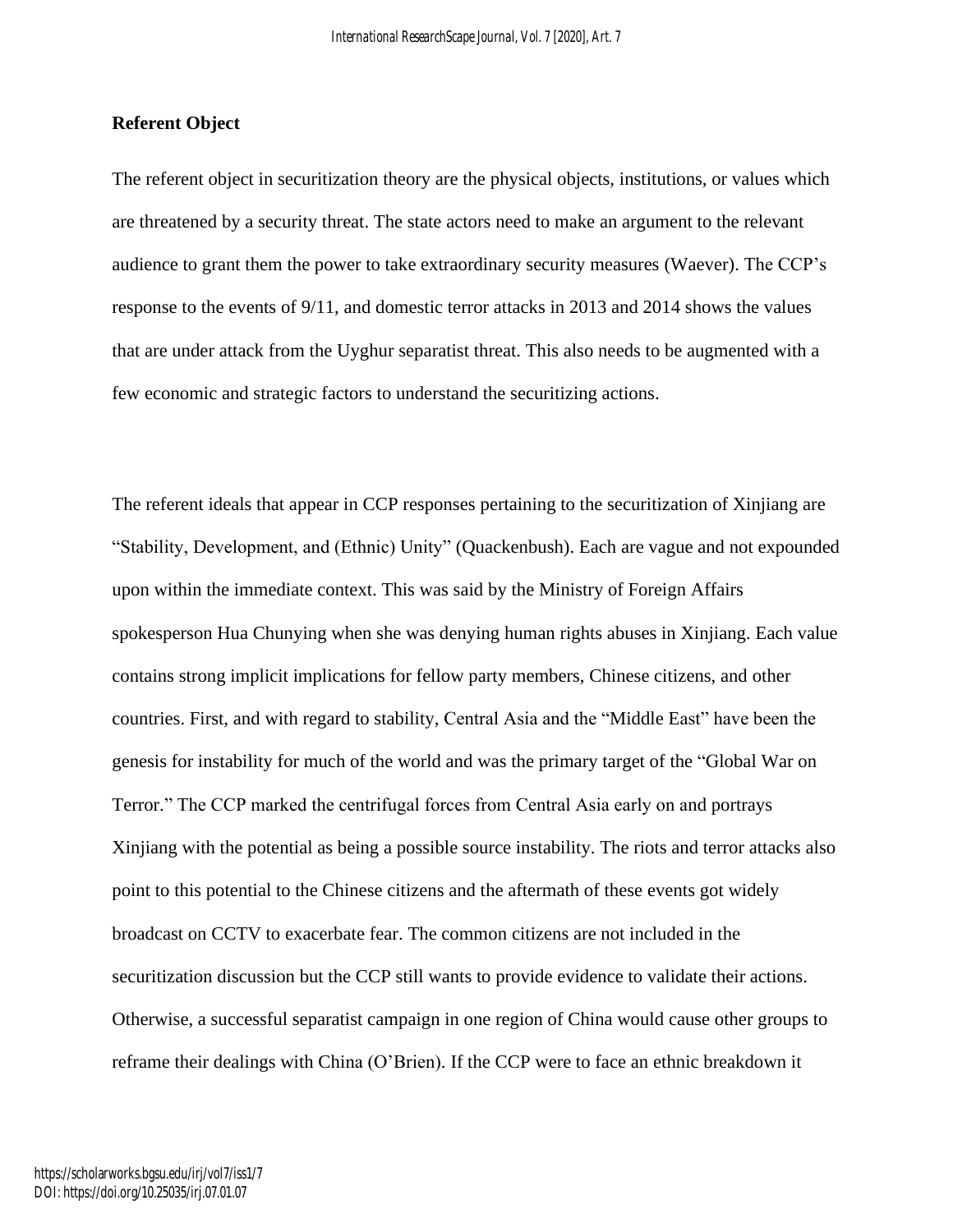## Referent Object

The referent object in securitization theory are the physical objects, institutions, or values which are threatened by a security threat. The state actors need to make an argument to the relevant audience to grant them the power to take extraordinary security measures (Waever). The CCP's response to the events of 9/11, and domestic terror attacks in 2013 and 2014 shows the values that are under attack from the Uyghur separatist threat. This also needs to be augmented with a few economic and strategic factors to understand the securitizing actions.

The referent ideals that appear in CCP responses pertaining to the securitization of Xinjiang are "Stability, Development, and (Ethnic) Unity" (Quackenbush). Each are vague and not expounded upon within the immediate context. This was said by the Ministry of Foreign Affairs spokesperson Hua Chunying when she was denying human rights abuses in Xinjiang. Each value contains strong implicit implications for fellow party members, Chinese citizens, and other countries. First, and with regard to stability, Central Asia and the "Middle East" have been the genesis for instability for much of the world and was the primary target of the "Global War on Terror." The CCP marked the centrifugal forces from Central Asia early on and portrays Xinjiang with the potential as being a possible source instability. The riots and terror attacks also point to this potential to the Chinese citizens and the aftermath of these events got widely broadcast on CCTV to exacerbate fear. The common citizens are not included in the securitization discussion but the CCP still wants to provide evidence to validate their actions. Otherwise, a successful separatist campaign in one region of China would cause other groups to reframe their dealings with China (O'Brien). If the CCP were to face an ethnic breakdown it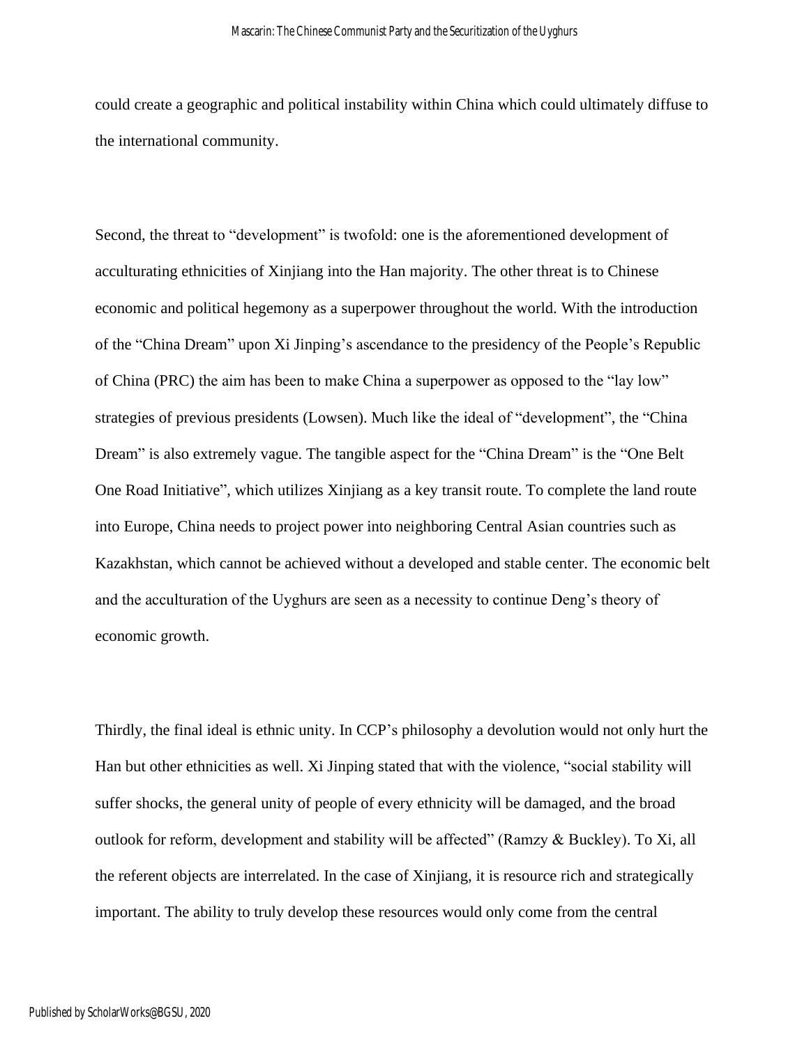could create a geographic and political instability within China which could ultimately diffuse to the international community.

Second, the threat to "development" is twofold: one is the aforementioned development of acculturating ethnicities of Xinjiang into the Han majority. The other threat is to Chinese economic and political hegemony as a superpower throughout the world. With the introduction of the "China Dream" upon Xi Jinping's ascendance to the presidency of the People's Republic of China (PRC) the aim has been to make China a superpower as opposed to the "lay low" strategies of previous presidents (Lowsen). Much like the ideal of "development", the "China Dream" is also extremely vague. The tangible aspect for the "China Dream" is the "One Belt One Road Initiative", which utilizes Xinjiang as a key transit route. To complete the land route into Europe, China needs to project power into neighboring Central Asian countries such as Kazakhstan, which cannot be achieved without a developed and stable center. The economic belt and the acculturation of the Uyghurs are seen as a necessity to continue Deng's theory of economic growth.

Thirdly, the final ideal is ethnic unity. In CCP's philosophy a devolution would not only hurt the Han but other ethnicities as well. Xi Jinping stated that with the violence, "social stability will suffer shocks, the general unity of people of every ethnicity will be damaged, and the broad outlook for reform, development and stability will be affected" (Ramzy & Buckley). To Xi, all the referent objects are interrelated. In the case of Xinjiang, it is resource rich and strategically important. The ability to truly develop these resources would only come from the central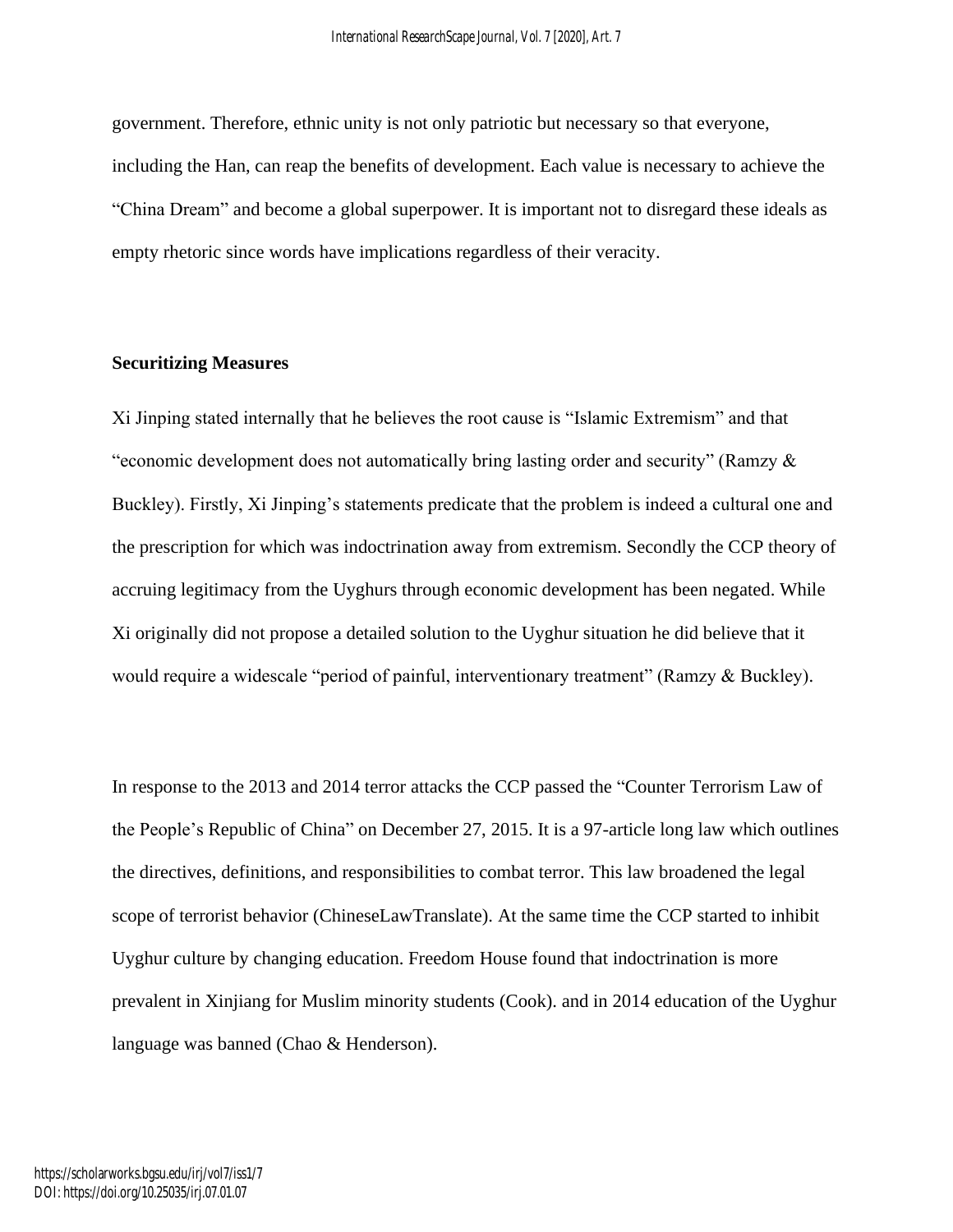government. Therefore, ethnic unity is not only patriotic but necessary so that everyone, including the Han, can reap the benefits of development. Each value is necessary to achieve the "China Dream" and become a global superpower. It is important not to disregard these ideals as empty rhetoric since words have implications regardless of their veracity.

**Securitizing Measures**

Xi Jinping stated internally that he believes the root cause is "Islamic Extremism" and that "economic development does not automatically bring lasting order and security" (Ramzy & Buckley). Firstly, Xi Jinping's statements predicate that the problem is indeed a cultural one and the prescription for which was indoctrination away from extremism. Secondly the CCP theory of accruing legitimacy from the Uyghurs through economic development has been negated. While Xi originally did not propose a detailed solution to the Uyghur situation he did believe that it would require a widescale "period of painful, interventionary treatment" (Ramzy & Buckley).

In response to the 2013 and 2014 terror attacks the CCP passed the "Counter Terrorism Law of the People's Republic of China" on December 27, 2015. It is a 97-article long law which outlines the directives, definitions, and responsibilities to combat terror. This law broadened the legal scope of terrorist behavior (ChineseLawTranslate). At the same time the CCP started to inhibit Uyghur culture by changing education. Freedom House found that indoctrination is more prevalent in Xinjiang for Muslim minority students (Cook). and in 2014 education of the Uyghur language was banned (Chao & Henderson).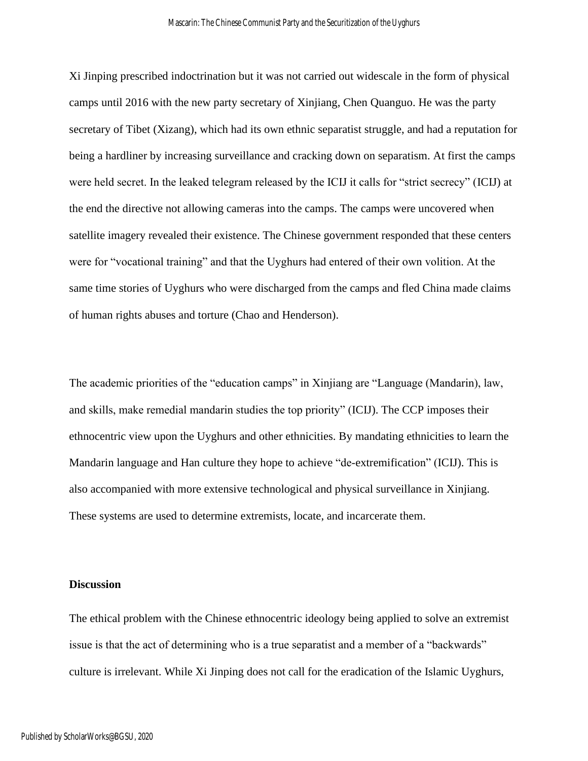Xi Jinping prescribed indoctrination but it was not carried out widescale in the form of physical camps until 2016 with the new party secretary of Xinjiang, Chen Quanguo. He was the party secretary of Tibet (Xizang), which had its own ethnic separatist struggle, and had a reputation for being a hardliner by increasing surveillance and cracking down on separatism. At first the camps were held secret. In the leaked telegram released by the ICIJ it calls for "strict secrecy" (ICIJ) at the end the directive not allowing cameras into the camps. The camps were uncovered when satellite imagery revealed their existence. The Chinese government responded that these centers were for "vocational training" and that the Uyghurs had entered of their own volition. At the same time stories of Uyghurs who were discharged from the camps and fled China made claims of human rights abuses and torture (Chao and Henderson).

The academic priorities of the "education camps" in Xinjiang are "Language (Mandarin), law, and skills, make remedial mandarin studies the top priority" (ICIJ). The CCP imposes their ethnocentric view upon the Uyghurs and other ethnicities. By mandating ethnicities to learn the Mandarin language and Han culture they hope to achieve "de-extremification" (ICIJ). This is also accompanied with more extensive technological and physical surveillance in Xinjiang. These systems are used to determine extremists, locate, and incarcerate them.

**Discussion**

The ethical problem with the Chinese ethnocentric ideology being applied to solve an extremist issue is that the act of determining who is a true separatist and a member of a "backwards" culture is irrelevant. While Xi Jinping does not call for the eradication of the Islamic Uyghurs,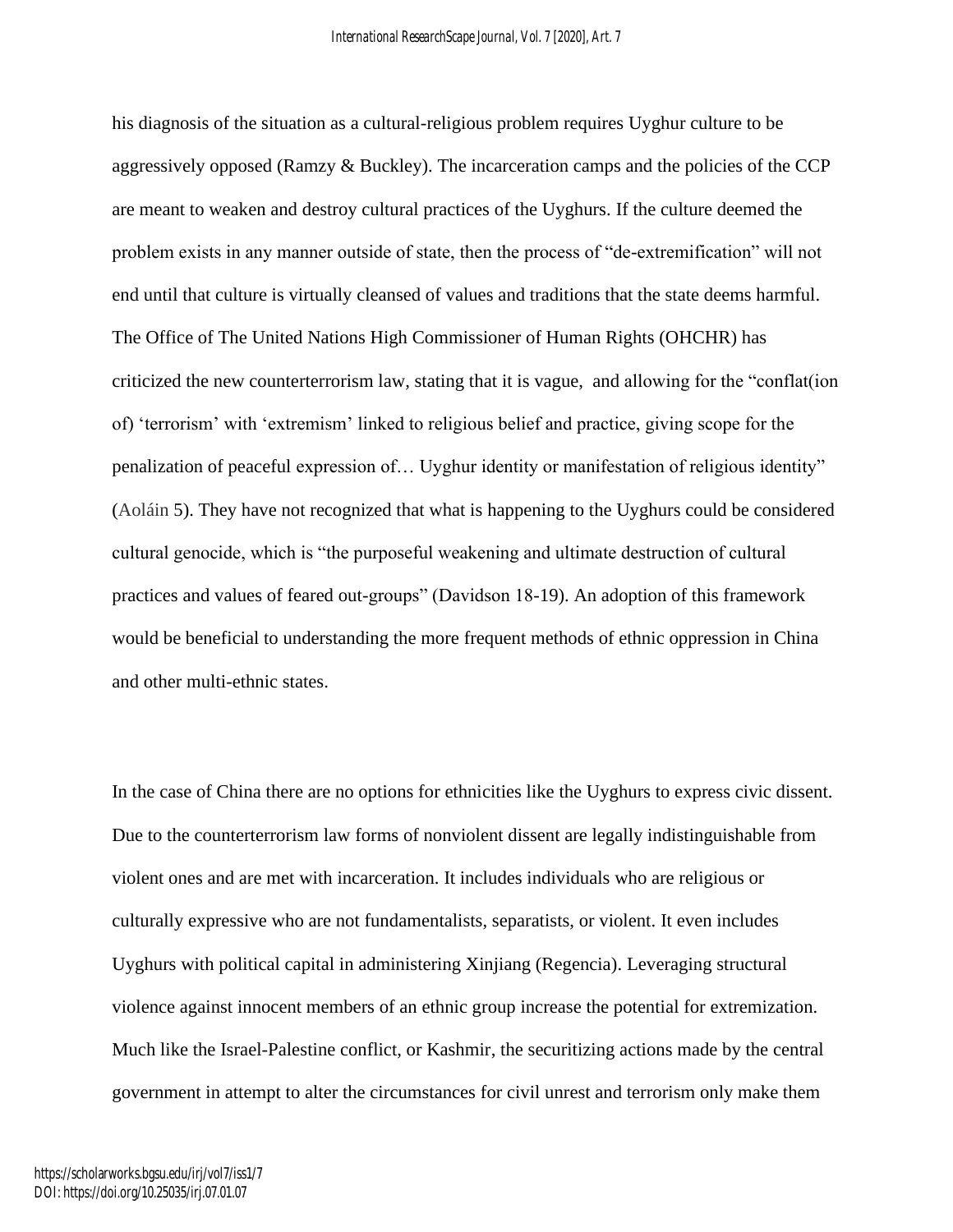his diagnosis of the situation as a cultural-religious problem requires Uyghur culture to be aggressively opposed (Ramzy & Buckley). The incarceration camps and the policies of the CCP are meant to weaken and destroy cultural practices of the Uyghurs. If the culture deemed the problem exists in any manner outside of state, then the process of "de-extremification" will not end until that culture is virtually cleansed of values and traditions that the state deems harmful. The Office of The United Nations High Commissioner of Human Rights (OHCHR) has criticized the new counterterrorism law, stating that it is vague, and allowing for the "conflat(ion of) 'terrorism' with 'extremism' linked to religious belief and practice, giving scope for the penalization of peaceful expression of… Uyghur identity or manifestation of religious identity" (Aoláin 5). They have not recognized that what is happening to the Uyghurs could be considered cultural genocide, which is "the purposeful weakening and ultimate destruction of cultural practices and values of feared out-groups" (Davidson 18-19). An adoption of this framework would be beneficial to understanding the more frequent methods of ethnic oppression in China and other multi-ethnic states.

In the case of China there are no options for ethnicities like the Uyghurs to express civic dissent. Due to the counterterrorism law forms of nonviolent dissent are legally indistinguishable from violent ones and are met with incarceration. It includes individuals who are religious or culturally expressive who are not fundamentalists, separatists, or violent. It even includes Uyghurs with political capital in administering Xinjiang (Regencia). Leveraging structural violence against innocent members of an ethnic group increase the potential for extremization. Much like the Israel-Palestine conflict, or Kashmir, the securitizing actions made by the central government in attempt to alter the circumstances for civil unrest and terrorism only make them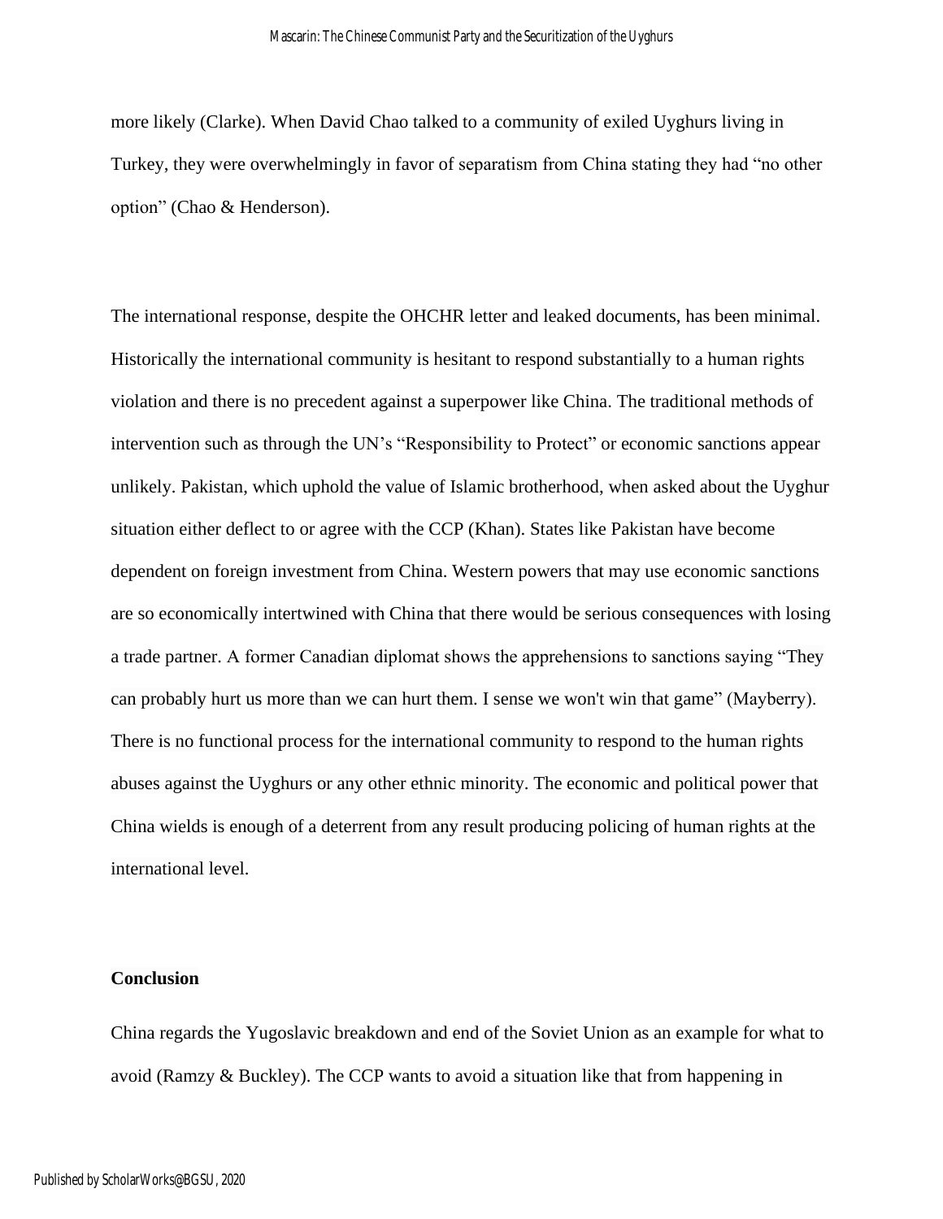more likely (Clarke). When David Chao talked to a community of exiled Uyghurs living in Turkey, they were overwhelmingly in favor of separatism from China stating they had "no other option" (Chao & Henderson).

The international response, despite the OHCHR letter and leaked documents, has been minimal. Historically the international community is hesitant to respond substantially to a human rights violation and there is no precedent against a superpower like China. The traditional methods of intervention such as through the UN's "Responsibility to Protect" or economic sanctions appear unlikely. Pakistan, which uphold the value of Islamic brotherhood, when asked about the Uyghur situation either deflect to or agree with the CCP (Khan). States like Pakistan have become dependent on foreign investment from China. Western powers that may use economic sanctions are so economically intertwined with China that there would be serious consequences with losing a trade partner. A former Canadian diplomat shows the apprehensions to sanctions saying "They can probably hurt us more than we can hurt them. I sense we won't win that game" (Mayberry). There is no functional process for the international community to respond to the human rights abuses against the Uyghurs or any other ethnic minority. The economic and political power that China wields is enough of a deterrent from any result producing policing of human rights at the international level.

**Conclusion**

China regards the Yugoslavic breakdown and end of the Soviet Union as an example for what to avoid (Ramzy & Buckley). The CCP wants to avoid a situation like that from happening in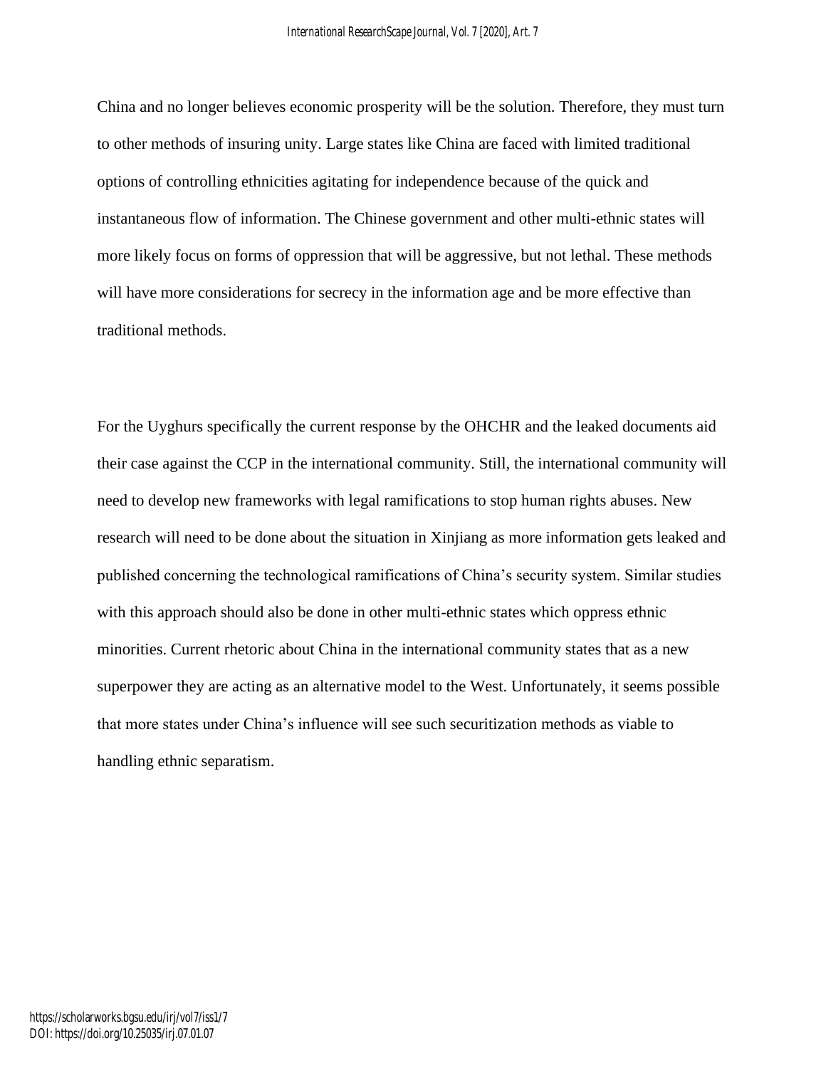China and no longer believes economic prosperity will be the solution. Therefore, they must turn to other methods of insuring unity. Large states like China are faced with limited traditional options of controlling ethnicities agitating for independence because of the quick and instantaneous flow of information. The Chinese government and other multi-ethnic states will more likely focus on forms of oppression that will be aggressive, but not lethal. These methods will have more considerations for secrecy in the information age and be more effective than traditional methods.

For the Uyghurs specifically the current response by the OHCHR and the leaked documents aid their case against the CCP in the international community. Still, the international community will need to develop new frameworks with legal ramifications to stop human rights abuses. New research will need to be done about the situation in Xinjiang as more information gets leaked and published concerning the technological ramifications of China's security system. Similar studies with this approach should also be done in other multi-ethnic states which oppress ethnic minorities. Current rhetoric about China in the international community states that as a new superpower they are acting as an alternative model to the West. Unfortunately, it seems possible that more states under China's influence will see such securitization methods as viable to handling ethnic separatism.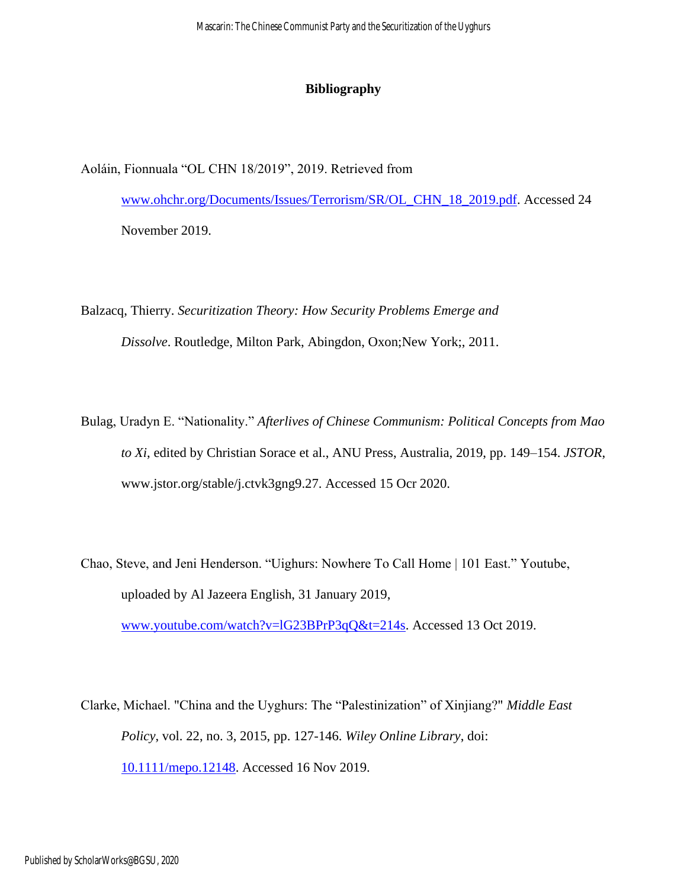**Bibliography**

Aoláin, Fionnuala "OL CHN 18/2019", 2019. Retrieved from www.ohchr.org/Documents/Issues/Terrorism/SR/OL_CHN_18_2019.pdf. Accessed 24 November 2019.

Balzacq, Thierry. *Securitization Theory: How Security Problems Emerge and Dissolve*. Routledge, Milton Park, Abingdon, Oxon;New York;, 2011.

Bulag, Uradyn E. "Nationality." *Afterlives of Chinese Communism: Political Concepts from Mao to Xi*, edited by Christian Sorace et al., ANU Press, Australia, 2019, pp. 149–154. *JSTOR*, www.jstor.org/stable/j.ctvk3gng9.27. Accessed 15 Ocr 2020.

Chao, Steve, and Jeni Henderson. "Uighurs: Nowhere To Call Home | 101 East." Youtube, uploaded by Al Jazeera English, 31 January 2019, www.youtube.com/watch?v=lG23BPrP3qQ&t=214s. Accessed 13 Oct 2019.

Clarke, Michael. "China and the Uyghurs: The "Palestinization" of Xinjiang?" *Middle East Policy*, vol. 22, no. 3, 2015, pp. 127-146. *Wiley Online Library*, doi: 10.1111/mepo.12148. Accessed 16 Nov 2019.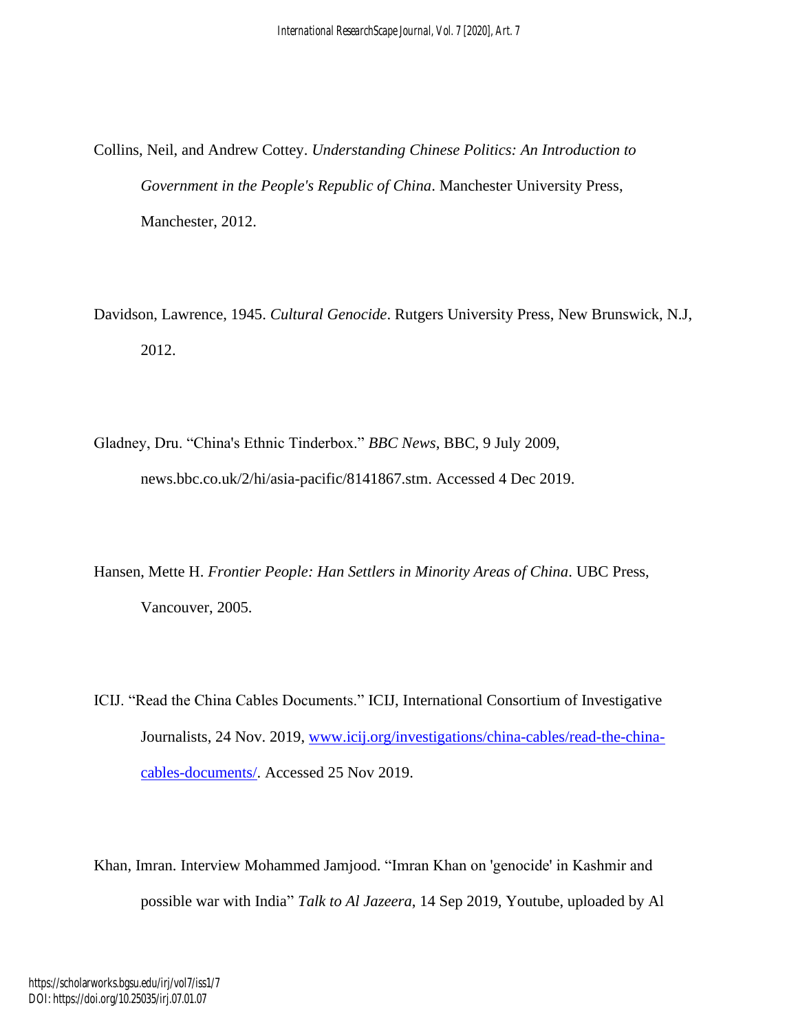Collins, Neil, and Andrew Cottey. *Understanding Chinese Politics: An Introduction to Government in the People's Republic of China*. Manchester University Press, Manchester, 2012.

Davidson, Lawrence, 1945. *Cultural Genocide*. Rutgers University Press, New Brunswick, N.J, 2012.

Gladney, Dru. "China's Ethnic Tinderbox." *BBC News*, BBC, 9 July 2009, news.bbc.co.uk/2/hi/asia-pacific/8141867.stm. Accessed 4 Dec 2019.

Hansen, Mette H. *Frontier People: Han Settlers in Minority Areas of China*. UBC Press, Vancouver, 2005.

ICIJ. "Read the China Cables Documents." ICIJ, International Consortium of Investigative Journalists, 24 Nov. 2019, [www.icij.org/investigations/china-cables/read-the-china-cables-documents/](https://www.icij.org/investigations/china-cables/read-the-china-cables-documents/). Accessed 25 Nov 2019.

Khan, Imran. Interview Mohammed Jamjood. "Imran Khan on 'genocide' in Kashmir and possible war with India" *Talk to Al Jazeera*, 14 Sep 2019, Youtube, uploaded by Al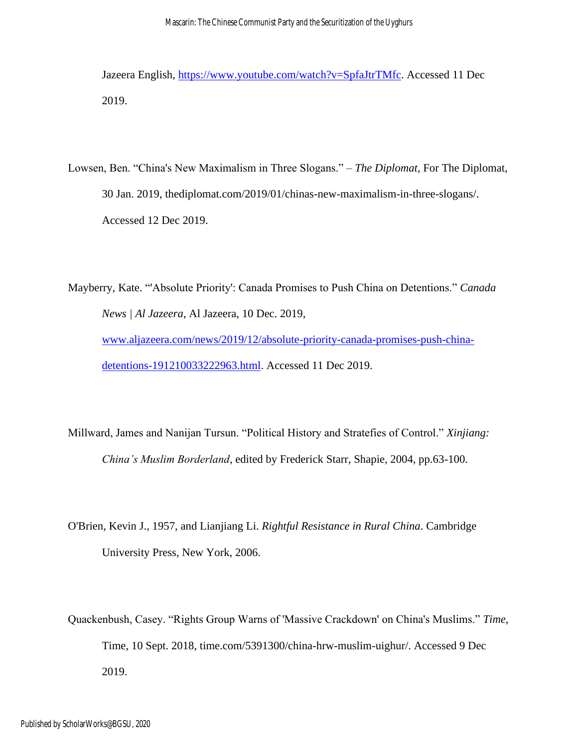Jazeera English, [https://www.youtube.com/watch?v=SpfaJtrTMfc](https://www.youtube.com/watch?v=SpfaJtrTMfc). Accessed 11 Dec 2019.

Lowsen, Ben. "China's New Maximalism in Three Slogans." – *The Diplomat*, For The Diplomat, 30 Jan. 2019, thediplomat.com/2019/01/chinas-new-maximalism-in-three-slogans/. Accessed 12 Dec 2019.

Mayberry, Kate. "'Absolute Priority': Canada Promises to Push China on Detentions." *Canada News | Al Jazeera*, Al Jazeera, 10 Dec. 2019, [www.aljazeera.com/news/2019/12/absolute-priority-canada-promises-push-china-detentions-191210033222963.html](www.aljazeera.com/news/2019/12/absolute-priority-canada-promises-push-china-detentions-191210033222963.html). Accessed 11 Dec 2019.

Millward, James and Nanijan Tursun. "Political History and Stratefies of Control." *Xinjiang: China's Muslim Borderland*, edited by Frederick Starr, Shapie, 2004, pp.63-100.

O'Brien, Kevin J., 1957, and Lianjiang Li. *Rightful Resistance in Rural China*. Cambridge University Press, New York, 2006.

Quackenbush, Casey. "Rights Group Warns of 'Massive Crackdown' on China's Muslims." *Time*, Time, 10 Sept. 2018, time.com/5391300/china-hrw-muslim-uighur/. Accessed 9 Dec 2019.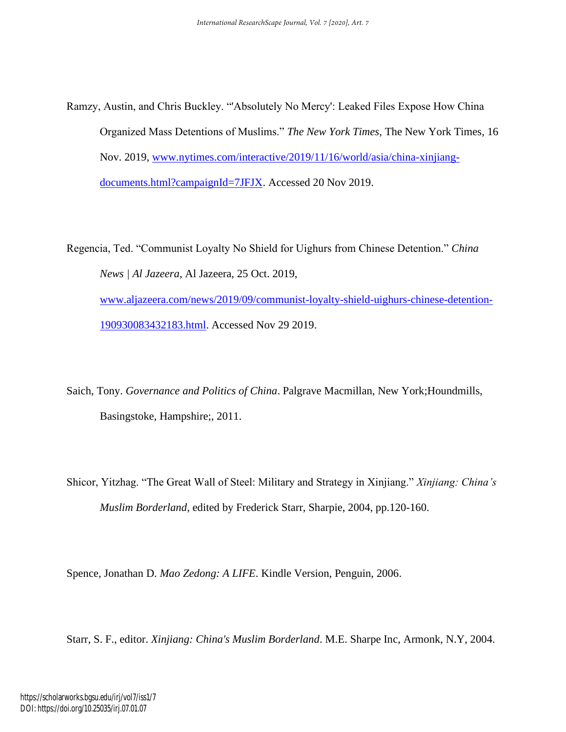Ramzy, Austin, and Chris Buckley. "'Absolutely No Mercy': Leaked Files Expose How China Organized Mass Detentions of Muslims." *The New York Times*, The New York Times, 16 Nov. 2019, www.nytimes.com/interactive/2019/11/16/world/asia/china-xinjiang-documents.html?campaignId=7JFJX. Accessed 20 Nov 2019.

Regencia, Ted. "Communist Loyalty No Shield for Uighurs from Chinese Detention." *China News | Al Jazeera*, Al Jazeera, 25 Oct. 2019, www.aljazeera.com/news/2019/09/communist-loyalty-shield-uighurs-chinese-detention-190930083432183.html. Accessed Nov 29 2019.

Saich, Tony. *Governance and Politics of China*. Palgrave Macmillan, New York;Houndmills, Basingstoke, Hampshire;, 2011.

Shicor, Yitzhag. "The Great Wall of Steel: Military and Strategy in Xinjiang." *Xinjiang: China's Muslim Borderland*, edited by Frederick Starr, Sharpie, 2004, pp.120-160.

Spence, Jonathan D. *Mao Zedong: A LIFE*. Kindle Version, Penguin, 2006.

Starr, S. F., editor. *Xinjiang: China's Muslim Borderland*. M.E. Sharpe Inc, Armonk, N.Y, 2004.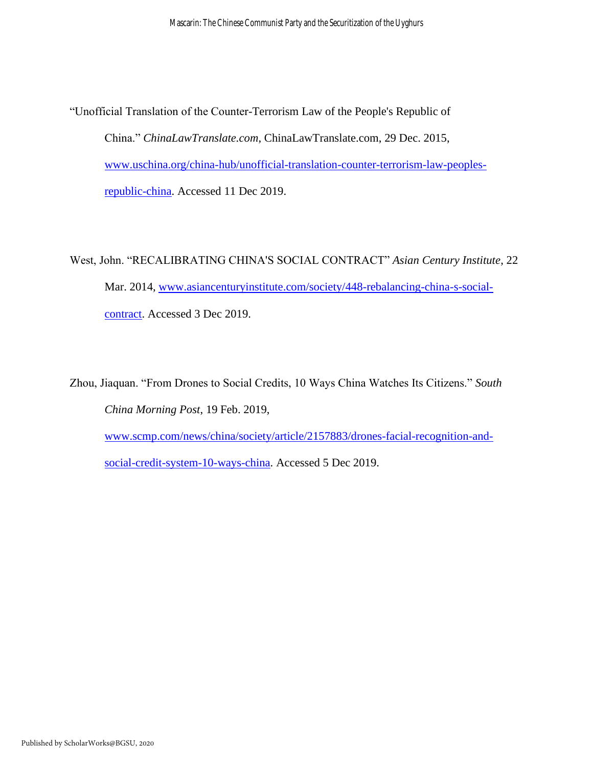"Unofficial Translation of the Counter-Terrorism Law of the People's Republic of China." *ChinaLawTranslate.com*, ChinaLawTranslate.com, 29 Dec. 2015, www.uschina.org/china-hub/unofficial-translation-counter-terrorism-law-peoples-republic-china. Accessed 11 Dec 2019.

West, John. "RECALIBRATING CHINA'S SOCIAL CONTRACT" *Asian Century Institute*, 22 Mar. 2014, www.asiancenturyinstitute.com/society/448-rebalancing-china-s-social-contract. Accessed 3 Dec 2019.

Zhou, Jiaquan. "From Drones to Social Credits, 10 Ways China Watches Its Citizens." *South China Morning Post*, 19 Feb. 2019, www.scmp.com/news/china/society/article/2157883/drones-facial-recognition-and-social-credit-system-10-ways-china. Accessed 5 Dec 2019.